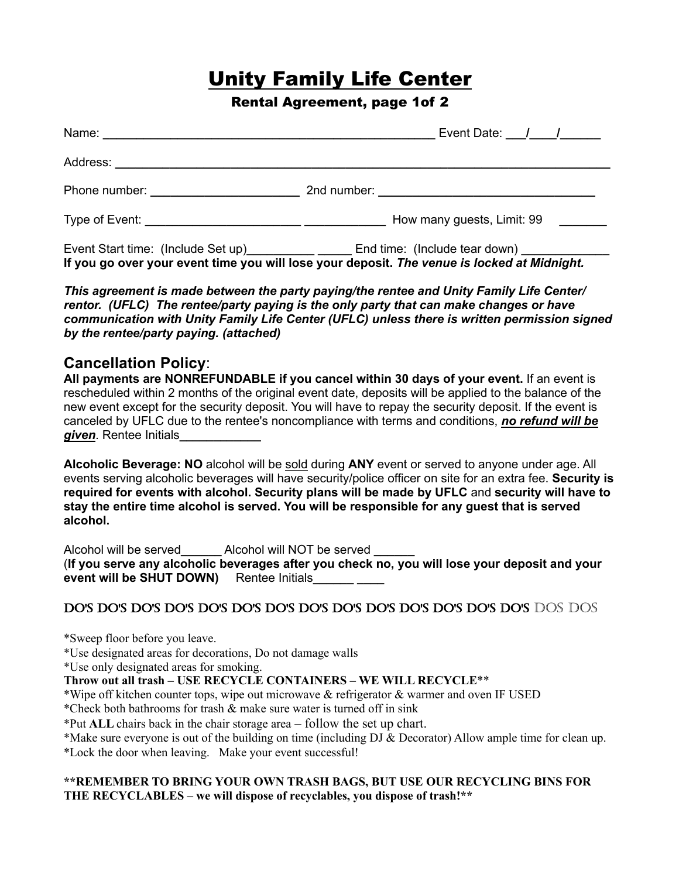# Unity Family Life Center

### Rental Agreement, page 1of 2

Name: ___________________________________________ Event Date: ___/____/______

Address: ______________________________________________________________________

Phone number: ____________________ 2nd number: ____________________________

Type of Event: ____________________ ___________ How many guests, Limit: 99 _______

Event Start time: (Include Set up)_________ _____ End time: (Include tear down) ____________
**If you go over your event time you will lose your deposit.** ***The venue is locked at Midnight.***

***This agreement is made between the party paying/the rentee and Unity Family Life Center/ rentor. (UFLC) The rentee/party paying is the only party that can make changes or have communication with Unity Family Life Center (UFLC) unless there is written permission signed by the rentee/party paying. (attached)***

## Cancellation Policy:

**All payments are NONREFUNDABLE if you cancel within 30 days of your event.** If an event is rescheduled within 2 months of the original event date, deposits will be applied to the balance of the new event except for the security deposit. You will have to repay the security deposit. If the event is canceled by UFLC due to the rentee's noncompliance with terms and conditions, ***no refund will be given***. Rentee Initials____________

**Alcoholic Beverage: NO** alcohol will be sold during **ANY** event or served to anyone under age. All events serving alcoholic beverages will have security/police officer on site for an extra fee. **Security is required for events with alcohol. Security plans will be made by UFLC** and **security will have to stay the entire time alcohol is served. You will be responsible for any guest that is served alcohol.**

Alcohol will be served______ Alcohol will NOT be served ______
(**If you serve any alcoholic beverages after you check no, you will lose your deposit and your event will be SHUT DOWN)** Rentee Initials______ ____

DO'S DO'S DO'S DO'S DO'S DO'S DO'S DO'S DO'S DO'S DO'S DO'S DO'S DO'S DOS DOS

*Sweep floor before you leave.
*Use designated areas for decorations, Do not damage walls
*Use only designated areas for smoking.
**Throw out all trash – USE RECYCLE CONTAINERS – WE WILL RECYCLE****
*Wipe off kitchen counter tops, wipe out microwave & refrigerator & warmer and oven IF USED
*Check both bathrooms for trash & make sure water is turned off in sink
*Put **ALL** chairs back in the chair storage area – follow the set up chart.
*Make sure everyone is out of the building on time (including DJ & Decorator) Allow ample time for clean up.
*Lock the door when leaving. Make your event successful!

****REMEMBER TO BRING YOUR OWN TRASH BAGS, BUT USE OUR RECYCLING BINS FOR THE RECYCLABLES – we will dispose of recyclables, you dispose of trash!****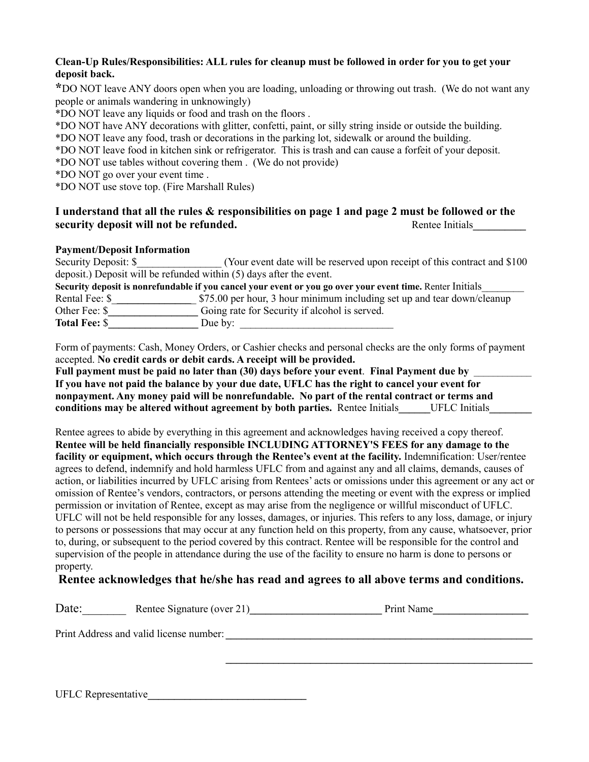**Clean-Up Rules/Responsibilities: ALL rules for cleanup must be followed in order for you to get your deposit back.**

*DO NOT leave ANY doors open when you are loading, unloading or throwing out trash. (We do not want any people or animals wandering in unknowingly)

*DO NOT leave any liquids or food and trash on the floors .

*DO NOT have ANY decorations with glitter, confetti, paint, or silly string inside or outside the building.

*DO NOT leave any food, trash or decorations in the parking lot, sidewalk or around the building.

*DO NOT leave food in kitchen sink or refrigerator. This is trash and can cause a forfeit of your deposit.

*DO NOT use tables without covering them . (We do not provide)

*DO NOT go over your event time .

*DO NOT use stove top. (Fire Marshall Rules)

**I understand that all the rules & responsibilities on page 1 and page 2 must be followed or the security deposit will not be refunded.** Rentee Initials__________

**Payment/Deposit Information**

Security Deposit: $________________ (Your event date will be reserved upon receipt of this contract and $100 deposit.) Deposit will be refunded within (5) days after the event.

**Security deposit is nonrefundable if you cancel your event or you go over your event time.** Renter Initials________

Rental Fee: $________________ $75.00 per hour, 3 hour minimum including set up and tear down/cleanup

Other Fee: $_________________ Going rate for Security if alcohol is served.

**Total Fee:** $_________________ Due by: _____________________________

Form of payments: Cash, Money Orders, or Cashier checks and personal checks are the only forms of payment accepted. **No credit cards or debit cards. A receipt will be provided.**

**Full payment must be paid no later than (30) days before your event**. **Final Payment due by** ___________

**If you have not paid the balance by your due date, UFLC has the right to cancel your event for nonpayment. Any money paid will be nonrefundable. No part of the rental contract or terms and conditions may be altered without agreement by both parties.** Rentee Initials______UFLC Initials________

Rentee agrees to abide by everything in this agreement and acknowledges having received a copy thereof. **Rentee will be held financially responsible INCLUDING ATTORNEY'S FEES for any damage to the facility or equipment, which occurs through the Rentee's event at the facility.** Indemnification: User/rentee agrees to defend, indemnify and hold harmless UFLC from and against any and all claims, demands, causes of action, or liabilities incurred by UFLC arising from Rentees' acts or omissions under this agreement or any act or omission of Rentee's vendors, contractors, or persons attending the meeting or event with the express or implied permission or invitation of Rentee, except as may arise from the negligence or willful misconduct of UFLC. UFLC will not be held responsible for any losses, damages, or injuries. This refers to any loss, damage, or injury to persons or possessions that may occur at any function held on this property, from any cause, whatsoever, prior to, during, or subsequent to the period covered by this contract. Rentee will be responsible for the control and supervision of the people in attendance during the use of the facility to ensure no harm is done to persons or property.

**Rentee acknowledges that he/she has read and agrees to all above terms and conditions.**

Date:________ Rentee Signature (over 21)________________________ Print Name_________________

Print Address and valid license number: ____________________________________________________________

____________________________________________________________

UFLC Representative______________________________